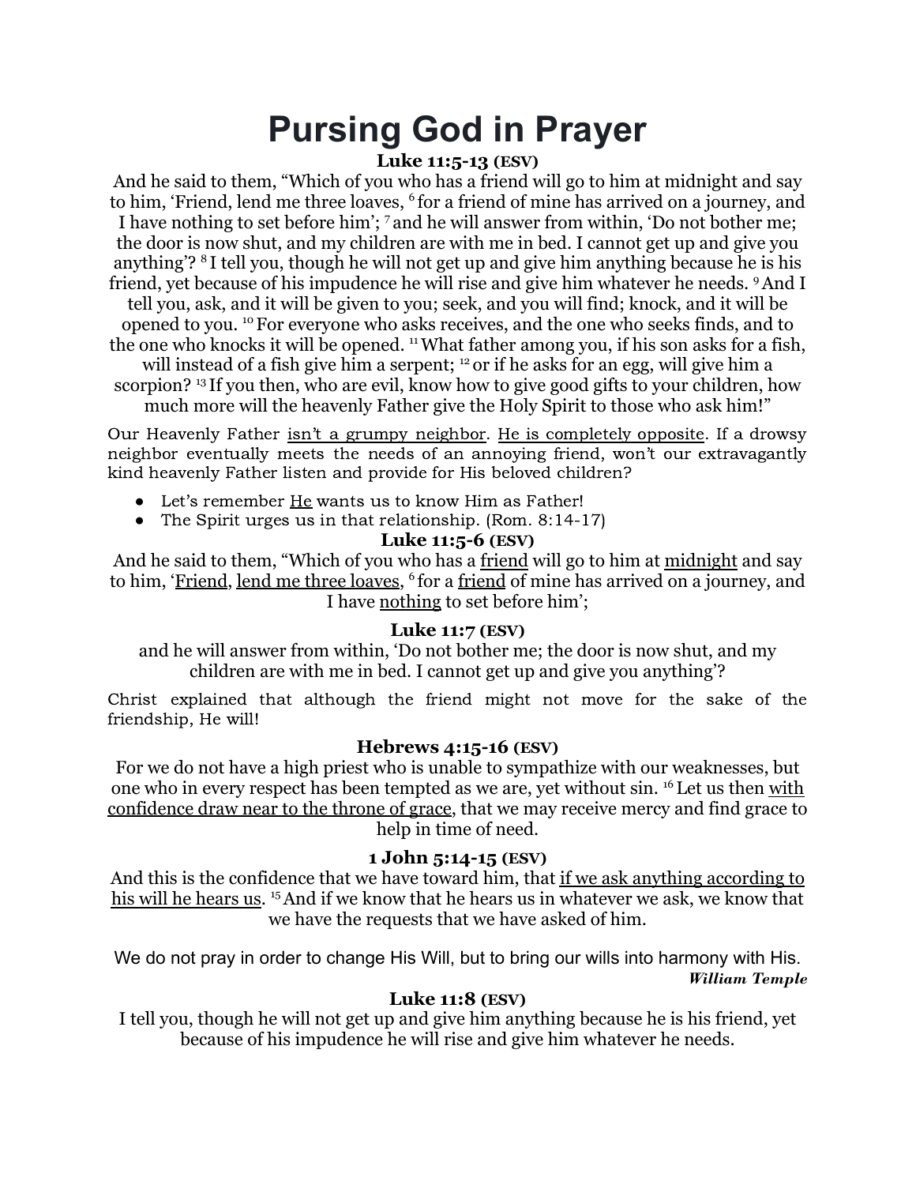# Pursing God in Prayer

### Luke 11:5-13 (ESV)

And he said to them, "Which of you who has a friend will go to him at midnight and say to him, 'Friend, lend me three loaves, [6] for a friend of mine has arrived on a journey, and I have nothing to set before him'; [7] and he will answer from within, 'Do not bother me; the door is now shut, and my children are with me in bed. I cannot get up and give you anything'? [8] I tell you, though he will not get up and give him anything because he is his friend, yet because of his impudence he will rise and give him whatever he needs. [9] And I tell you, ask, and it will be given to you; seek, and you will find; knock, and it will be opened to you. [10] For everyone who asks receives, and the one who seeks finds, and to the one who knocks it will be opened. [11] What father among you, if his son asks for a fish, will instead of a fish give him a serpent; [12] or if he asks for an egg, will give him a scorpion? [13] If you then, who are evil, know how to give good gifts to your children, how much more will the heavenly Father give the Holy Spirit to those who ask him!"

Our Heavenly Father <u>isn't a grumpy neighbor</u>. <u>He is completely opposite</u>. If a drowsy neighbor eventually meets the needs of an annoying friend, won't our extravagantly kind heavenly Father listen and provide for His beloved children?

- Let's remember <u>He</u> wants us to know Him as Father!
- The Spirit urges us in that relationship. (Rom. 8:14-17)

### Luke 11:5-6 (ESV)

And he said to them, "Which of you who has a <u>friend</u> will go to him at <u>midnight</u> and say to him, '<u>Friend</u>, <u>lend me three loaves</u>, [6] for a <u>friend</u> of mine has arrived on a journey, and I have <u>nothing</u> to set before him';

### Luke 11:7 (ESV)

and he will answer from within, 'Do not bother me; the door is now shut, and my children are with me in bed. I cannot get up and give you anything'?

Christ explained that although the friend might not move for the sake of the friendship, He will!

### Hebrews 4:15-16 (ESV)

For we do not have a high priest who is unable to sympathize with our weaknesses, but one who in every respect has been tempted as we are, yet without sin. [16] Let us then <u>with confidence draw near to the throne of grace</u>, that we may receive mercy and find grace to help in time of need.

### 1 John 5:14-15 (ESV)

And this is the confidence that we have toward him, that <u>if we ask anything according to his will he hears us</u>. [15] And if we know that he hears us in whatever we ask, we know that we have the requests that we have asked of him.

We do not pray in order to change His Will, but to bring our wills into harmony with His.

***William Temple***

### Luke 11:8 (ESV)

I tell you, though he will not get up and give him anything because he is his friend, yet because of his impudence he will rise and give him whatever he needs.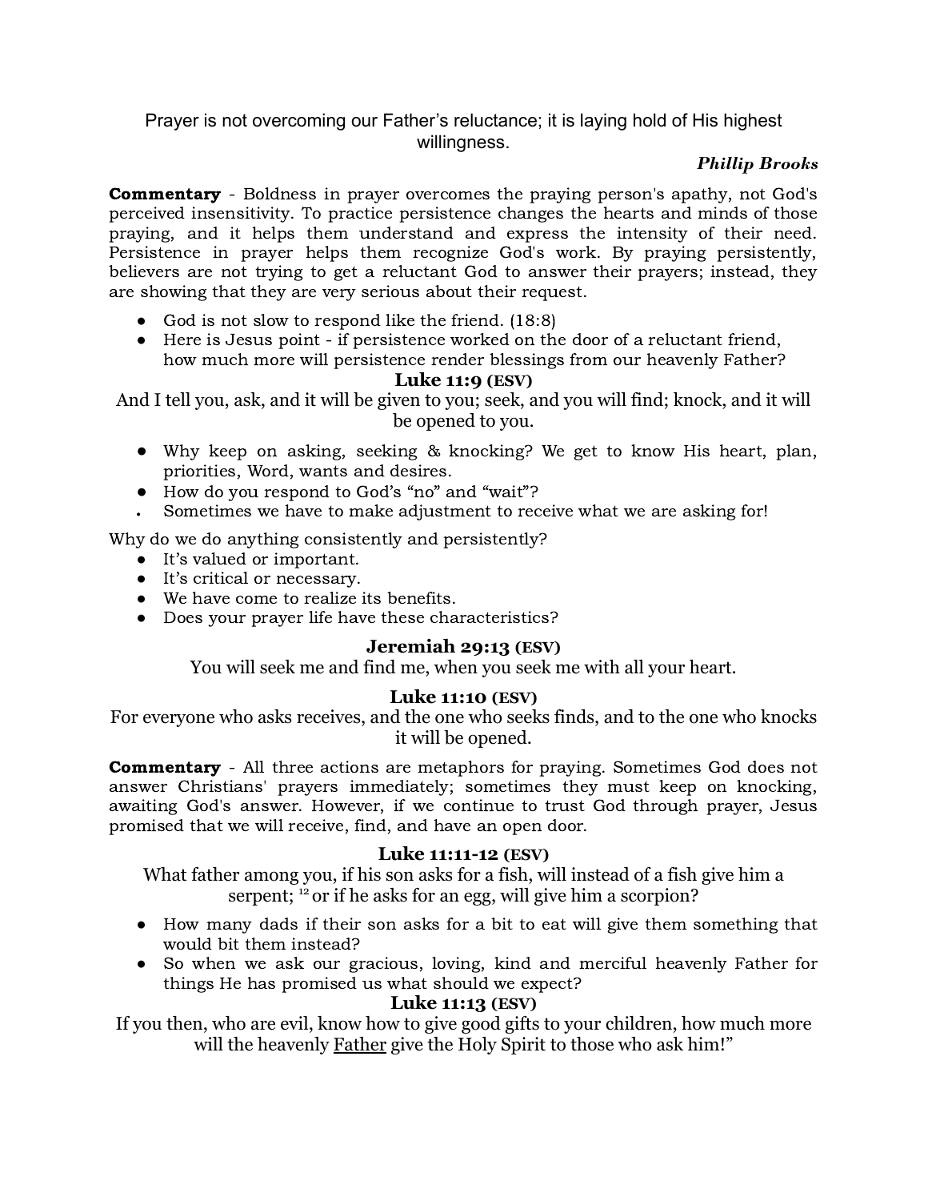Prayer is not overcoming our Father's reluctance; it is laying hold of His highest willingness.

***Phillip Brooks***

**Commentary** - Boldness in prayer overcomes the praying person's apathy, not God's perceived insensitivity. To practice persistence changes the hearts and minds of those praying, and it helps them understand and express the intensity of their need. Persistence in prayer helps them recognize God's work. By praying persistently, believers are not trying to get a reluctant God to answer their prayers; instead, they are showing that they are very serious about their request.

- God is not slow to respond like the friend. (18:8)
- Here is Jesus point - if persistence worked on the door of a reluctant friend, how much more will persistence render blessings from our heavenly Father?

**Luke 11:9 (ESV)**

And I tell you, ask, and it will be given to you; seek, and you will find; knock, and it will be opened to you.

- Why keep on asking, seeking & knocking? We get to know His heart, plan, priorities, Word, wants and desires.
- How do you respond to God's "no" and "wait"?
- Sometimes we have to make adjustment to receive what we are asking for!

Why do we do anything consistently and persistently?

- It's valued or important.
- It's critical or necessary.
- We have come to realize its benefits.
- Does your prayer life have these characteristics?

**Jeremiah 29:13 (ESV)**

You will seek me and find me, when you seek me with all your heart.

**Luke 11:10 (ESV)**

For everyone who asks receives, and the one who seeks finds, and to the one who knocks it will be opened.

**Commentary** - All three actions are metaphors for praying. Sometimes God does not answer Christians' prayers immediately; sometimes they must keep on knocking, awaiting God's answer. However, if we continue to trust God through prayer, Jesus promised that we will receive, find, and have an open door.

**Luke 11:11-12 (ESV)**

What father among you, if his son asks for a fish, will instead of a fish give him a serpent; [12] or if he asks for an egg, will give him a scorpion?

- How many dads if their son asks for a bit to eat will give them something that would bit them instead?
- So when we ask our gracious, loving, kind and merciful heavenly Father for things He has promised us what should we expect?

**Luke 11:13 (ESV)**

If you then, who are evil, know how to give good gifts to your children, how much more will the heavenly Father give the Holy Spirit to those who ask him!"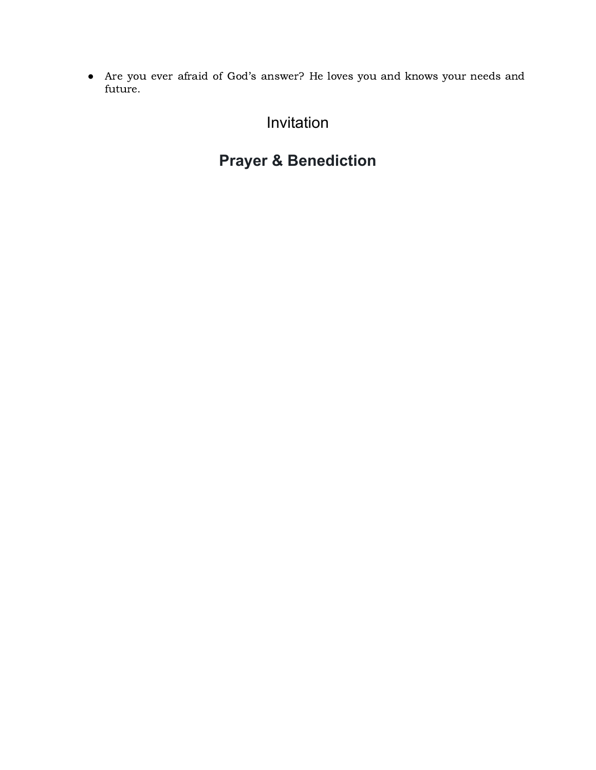- Are you ever afraid of God's answer? He loves you and knows your needs and future.

## Invitation

## **Prayer & Benediction**